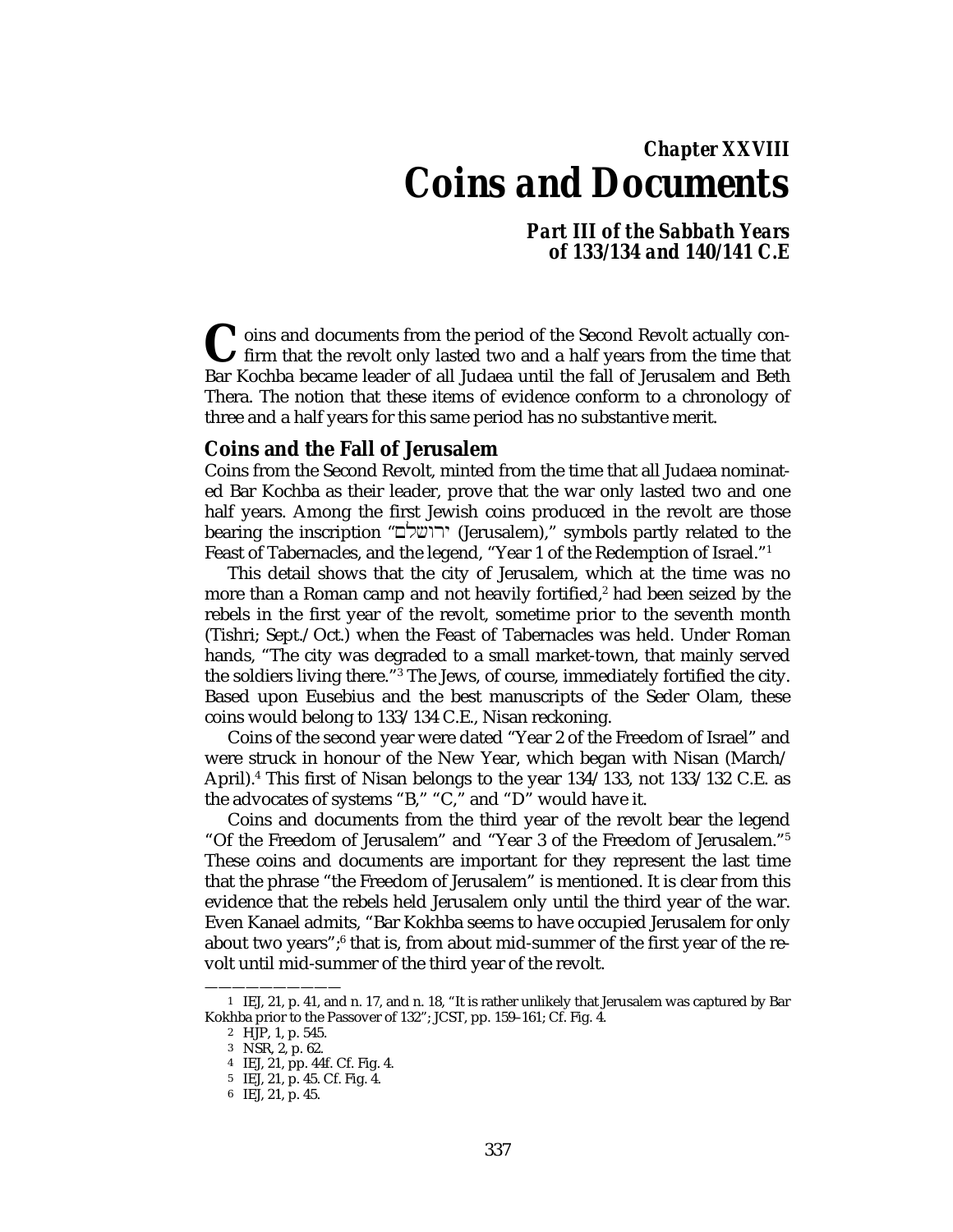## Chapter XXVIII

# Coins and Documents

### Part III of the Sabbath Years of 133/134 and 140/141 C.E

Coins and documents from the period of the Second Revolt actually confirm that the revolt only lasted two and a half years from the time that Bar Kochba became leader of all Judaea until the fall of Jerusalem and Beth Thera. The notion that these items of evidence conform to a chronology of three and a half years for this same period has no substantive merit.

### Coins and the Fall of Jerusalem

Coins from the Second Revolt, minted from the time that all Judaea nominated Bar Kochba as their leader, prove that the war only lasted two and one half years. Among the first Jewish coins produced in the revolt are those bearing the inscription "ירושלם (Jerusalem)," symbols partly related to the Feast of Tabernacles, and the legend, "Year 1 of the Redemption of Israel."[1]

This detail shows that the city of Jerusalem, which at the time was no more than a Roman camp and not heavily fortified,[2] had been seized by the rebels in the first year of the revolt, sometime prior to the seventh month (Tishri; Sept./Oct.) when the Feast of Tabernacles was held. Under Roman hands, "The city was degraded to a small market-town, that mainly served the soldiers living there."[3] The Jews, of course, immediately fortified the city. Based upon Eusebius and the best manuscripts of the Seder Olam, these coins would belong to 133/134 C.E., Nisan reckoning.

Coins of the second year were dated "Year 2 of the Freedom of Israel" and were struck in honour of the New Year, which began with Nisan (March/April).[4] This first of Nisan belongs to the year 134/133, not 133/132 C.E. as the advocates of systems "B," "C," and "D" would have it.

Coins and documents from the third year of the revolt bear the legend "Of the Freedom of Jerusalem" and "Year 3 of the Freedom of Jerusalem."[5] These coins and documents are important for they represent the last time that the phrase "the Freedom of Jerusalem" is mentioned. It is clear from this evidence that the rebels held Jerusalem only until the third year of the war. Even Kanael admits, "Bar Kokhba seems to have occupied Jerusalem for only about two years";[6] that is, from about mid-summer of the first year of the revolt until mid-summer of the third year of the revolt.

---

1 IEJ, 21, p. 41, and n. 17, and n. 18, "It is rather unlikely that Jerusalem was captured by Bar Kokhba prior to the Passover of 132"; JCST, pp. 159–161; Cf. Fig. 4.

2 HJP, 1, p. 545.

3 NSR, 2, p. 62.

4 IEJ, 21, pp. 44f. Cf. Fig. 4.

5 IEJ, 21, p. 45. Cf. Fig. 4.

6 IEJ, 21, p. 45.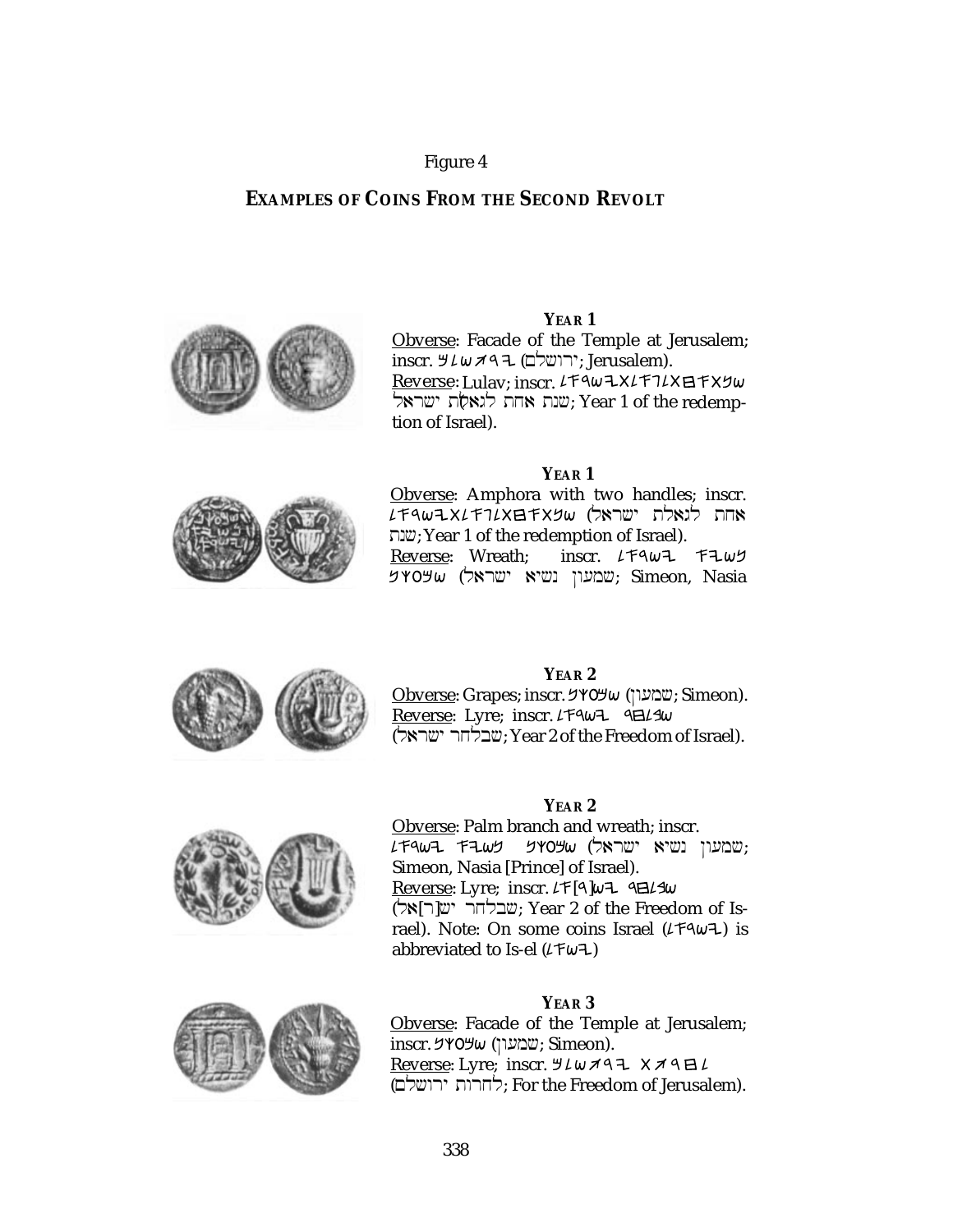Figure 4

## EXAMPLES OF COINS FROM THE SECOND REVOLT

**YEAR 1**

Obverse: Facade of the Temple at Jerusalem; inscr. 𐤉𐤓𐤅𐤔𐤋𐤌 (ירושלם; Jerusalem).

Reverse: Lulav; inscr. 𐤔𐤍𐤕 𐤀𐤇𐤕 𐤋𐤂𐤀𐤋𐤕 𐤉𐤔𐤓𐤀𐤋 (שנת אחת לגאלת ישראל; Year 1 of the redemption of Israel).

**YEAR 1**

Obverse: Amphora with two handles; inscr. 𐤔𐤍𐤕 𐤀𐤇𐤕 𐤋𐤂𐤀𐤋𐤕 𐤉𐤔𐤓𐤀𐤋 (שנת אחת לגאלת ישראל; Year 1 of the redemption of Israel).

Reverse: Wreath; inscr. 𐤔𐤌𐤏𐤅𐤍 𐤍𐤔𐤉𐤀 𐤉𐤔𐤓𐤀𐤋 (שמעון נשיא ישראל; Simeon, Nasia

**YEAR 2**

Obverse: Grapes; inscr. 𐤔𐤌𐤏𐤅𐤍 (שמעון; Simeon).

Reverse: Lyre; inscr. 𐤔𐤁𐤋𐤇𐤓 𐤉𐤔𐤓𐤀𐤋 (שבלחר ישראל; Year 2 of the Freedom of Israel).

**YEAR 2**

Obverse: Palm branch and wreath; inscr. 𐤔𐤌𐤏𐤅𐤍 𐤍𐤔𐤉𐤀 𐤉𐤔𐤓𐤀𐤋 (שמעון נשיא ישראל; Simeon, Nasia [Prince] of Israel).

Reverse: Lyre; inscr. 𐤔𐤁𐤋𐤇𐤓 𐤉𐤔[𐤓]𐤀𐤋 (שבלחר יש[ר]אל; Year 2 of the Freedom of Israel). Note: On some coins Israel (𐤉𐤔𐤓𐤀𐤋) is abbreviated to Is-el (𐤉𐤔𐤀𐤋)

**YEAR 3**

Obverse: Facade of the Temple at Jerusalem; inscr. 𐤔𐤌𐤏𐤅𐤍 (שמעון; Simeon).

Reverse: Lyre; inscr. 𐤋𐤇𐤓𐤅𐤕 𐤉𐤓𐤅𐤔𐤋𐤌 (לחרות ירושלם; For the Freedom of Jerusalem).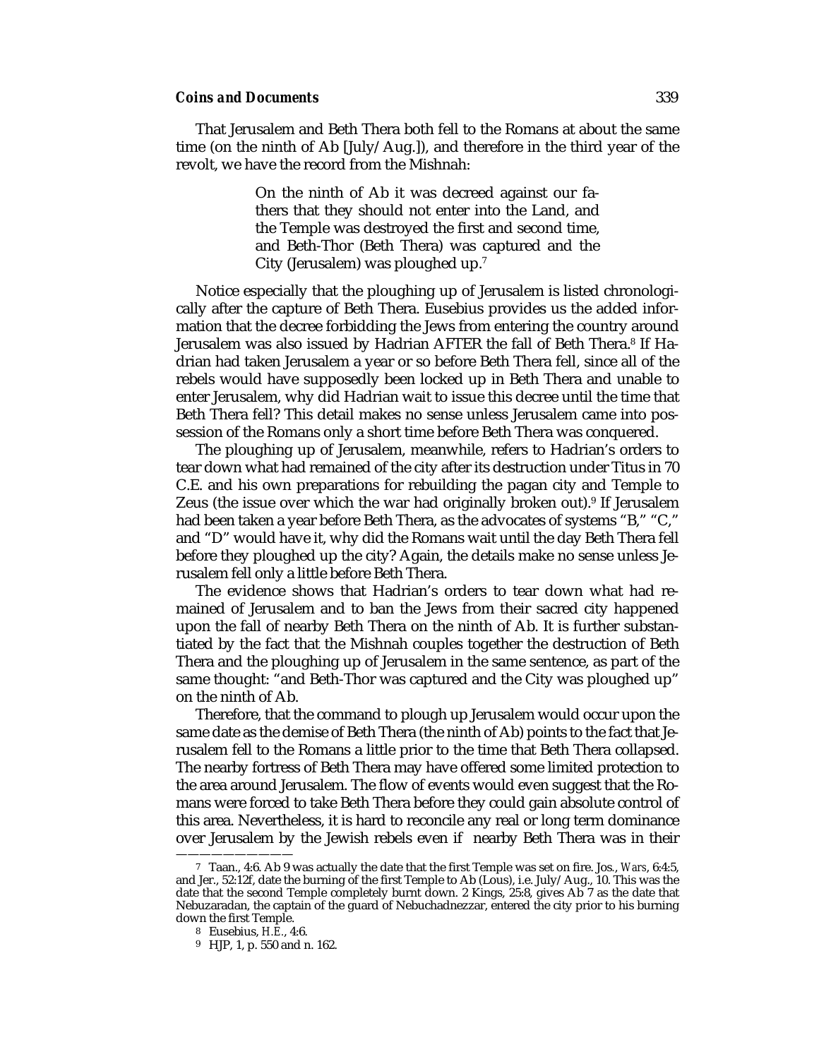That Jerusalem and Beth Thera both fell to the Romans at about the same time (on the ninth of Ab [July/Aug.]), and therefore in the third year of the revolt, we have the record from the Mishnah:

> On the ninth of Ab it was decreed against our fathers that they should not enter into the Land, and the Temple was destroyed the first and second time, and Beth-Thor (Beth Thera) was captured and the City (Jerusalem) was ploughed up.[7]

Notice especially that the ploughing up of Jerusalem is listed chronologically after the capture of Beth Thera. Eusebius provides us the added information that the decree forbidding the Jews from entering the country around Jerusalem was also issued by Hadrian AFTER the fall of Beth Thera.[8] If Hadrian had taken Jerusalem a year or so before Beth Thera fell, since all of the rebels would have supposedly been locked up in Beth Thera and unable to enter Jerusalem, why did Hadrian wait to issue this decree until the time that Beth Thera fell? This detail makes no sense unless Jerusalem came into possession of the Romans only a short time before Beth Thera was conquered.

The ploughing up of Jerusalem, meanwhile, refers to Hadrian's orders to tear down what had remained of the city after its destruction under Titus in 70 C.E. and his own preparations for rebuilding the pagan city and Temple to Zeus (the issue over which the war had originally broken out).[9] If Jerusalem had been taken a year before Beth Thera, as the advocates of systems "B," "C," and "D" would have it, why did the Romans wait until the day Beth Thera fell before they ploughed up the city? Again, the details make no sense unless Jerusalem fell only a little before Beth Thera.

The evidence shows that Hadrian's orders to tear down what had remained of Jerusalem and to ban the Jews from their sacred city happened upon the fall of nearby Beth Thera on the ninth of Ab. It is further substantiated by the fact that the Mishnah couples together the destruction of Beth Thera and the ploughing up of Jerusalem in the same sentence, as part of the same thought: "and Beth-Thor was captured and the City was ploughed up" on the ninth of Ab.

Therefore, that the command to plough up Jerusalem would occur upon the same date as the demise of Beth Thera (the ninth of Ab) points to the fact that Jerusalem fell to the Romans a little prior to the time that Beth Thera collapsed. The nearby fortress of Beth Thera may have offered some limited protection to the area around Jerusalem. The flow of events would even suggest that the Romans were forced to take Beth Thera before they could gain absolute control of this area. Nevertheless, it is hard to reconcile any real or long term dominance over Jerusalem by the Jewish rebels even if nearby Beth Thera was in their

---

7 Taan., 4:6. Ab 9 was actually the date that the first Temple was set on fire. Jos., *Wars*, 6:4:5, and Jer., 52:12f, date the burning of the first Temple to Ab (Lous), i.e. July/Aug., 10. This was the date that the second Temple completely burnt down. 2 Kings, 25:8, gives Ab 7 as the date that Nebuzaradan, the captain of the guard of Nebuchadnezzar, entered the city prior to his burning down the first Temple.

8 Eusebius, *H.E.*, 4:6.

9 HJP, 1, p. 550 and n. 162.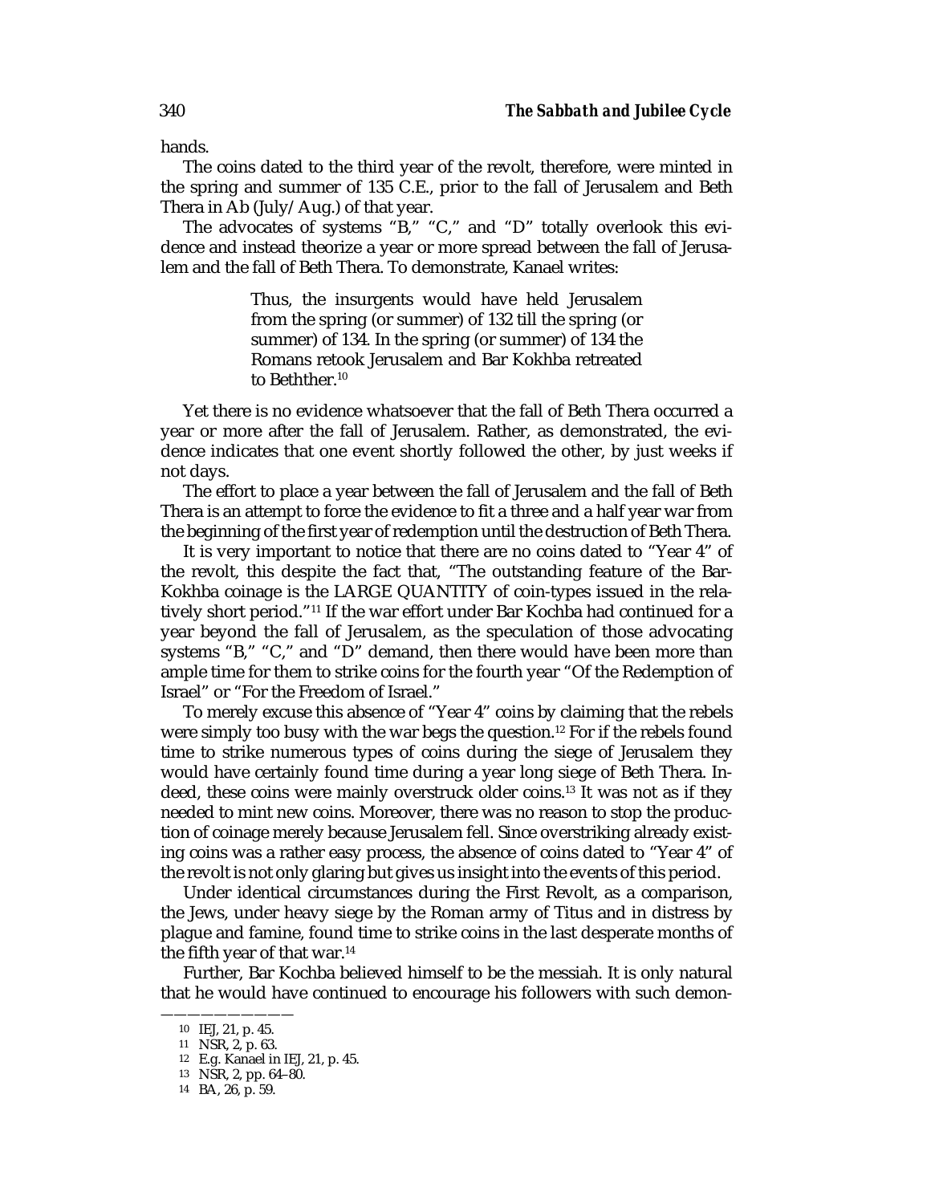hands.

The coins dated to the third year of the revolt, therefore, were minted in the spring and summer of 135 C.E., prior to the fall of Jerusalem and Beth Thera in Ab (July/Aug.) of that year.

The advocates of systems "B," "C," and "D" totally overlook this evidence and instead theorize a year or more spread between the fall of Jerusalem and the fall of Beth Thera. To demonstrate, Kanael writes:

> Thus, the insurgents would have held Jerusalem from the spring (or summer) of 132 till the spring (or summer) of 134. In the spring (or summer) of 134 the Romans retook Jerusalem and Bar Kokhba retreated to Bethther.[10]

Yet there is no evidence whatsoever that the fall of Beth Thera occurred a year or more after the fall of Jerusalem. Rather, as demonstrated, the evidence indicates that one event shortly followed the other, by just weeks if not days.

The effort to place a year between the fall of Jerusalem and the fall of Beth Thera is an attempt to force the evidence to fit a three and a half year war from the beginning of the first year of redemption until the destruction of Beth Thera.

It is very important to notice that there are no coins dated to "Year 4" of the revolt, this despite the fact that, "The outstanding feature of the Bar-Kokhba coinage is the LARGE QUANTITY of coin-types issued in the relatively short period."[11] If the war effort under Bar Kochba had continued for a year beyond the fall of Jerusalem, as the speculation of those advocating systems "B," "C," and "D" demand, then there would have been more than ample time for them to strike coins for the fourth year "Of the Redemption of Israel" or "For the Freedom of Israel."

To merely excuse this absence of "Year 4" coins by claiming that the rebels were simply too busy with the war begs the question.[12] For if the rebels found time to strike numerous types of coins during the siege of Jerusalem they would have certainly found time during a year long siege of Beth Thera. Indeed, these coins were mainly overstruck older coins.[13] It was not as if they needed to mint new coins. Moreover, there was no reason to stop the production of coinage merely because Jerusalem fell. Since overstriking already existing coins was a rather easy process, the absence of coins dated to "Year 4" of the revolt is not only glaring but gives us insight into the events of this period.

Under identical circumstances during the First Revolt, as a comparison, the Jews, under heavy siege by the Roman army of Titus and in distress by plague and famine, found time to strike coins in the last desperate months of the fifth year of that war.[14]

Further, Bar Kochba believed himself to be the messiah. It is only natural that he would have continued to encourage his followers with such demon-

---

10 IEJ, 21, p. 45.

11 NSR, 2, p. 63.

12 E.g. Kanael in IEJ, 21, p. 45.

13 NSR, 2, pp. 64–80.

14 BA, 26, p. 59.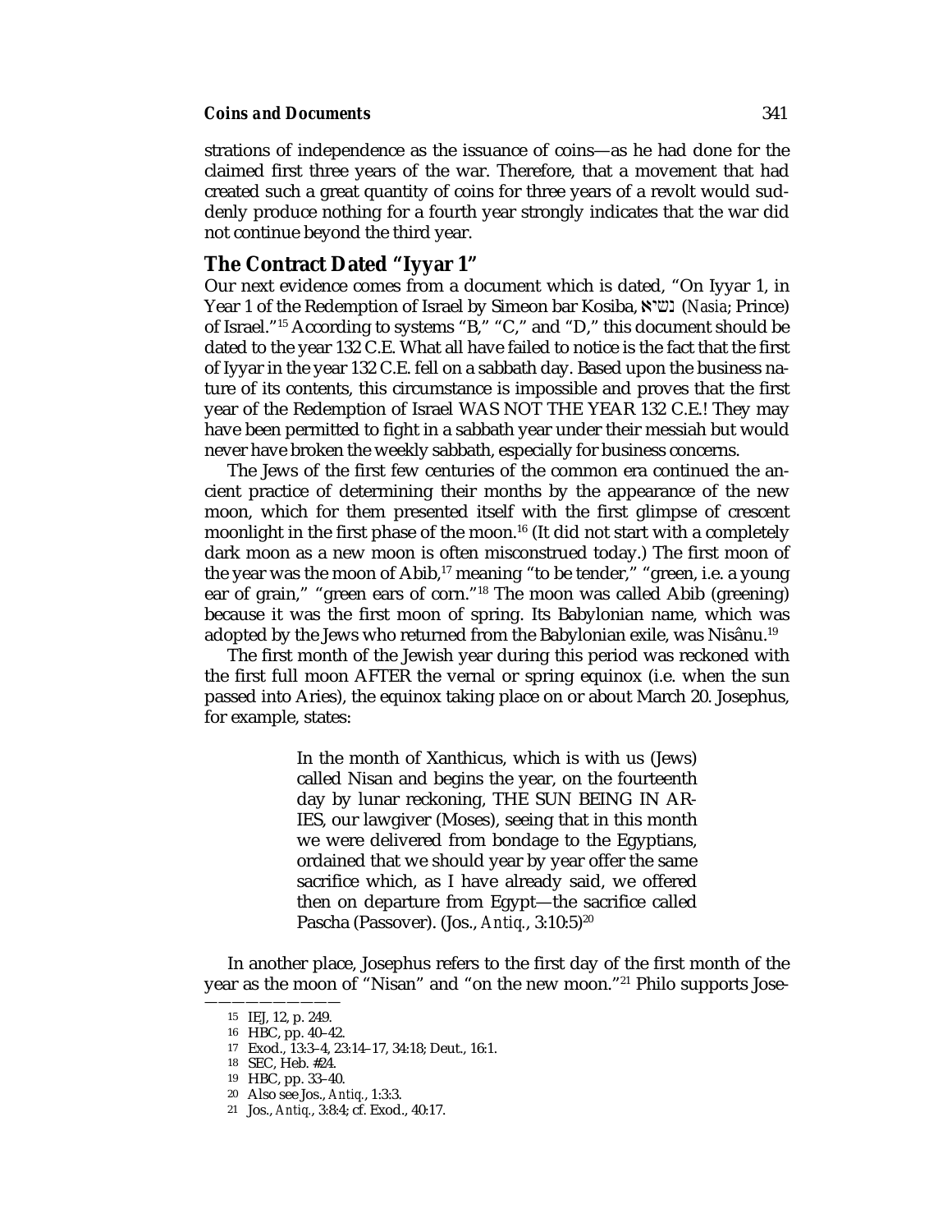strations of independence as the issuance of coins—as he had done for the claimed first three years of the war. Therefore, that a movement that had created such a great quantity of coins for three years of a revolt would suddenly produce nothing for a fourth year strongly indicates that the war did not continue beyond the third year.

## The Contract Dated "Iyyar 1"

Our next evidence comes from a document which is dated, "On Iyyar 1, in Year 1 of the Redemption of Israel by Simeon bar Kosiba, נשיא (*Nasia*; Prince) of Israel."[15] According to systems "B," "C," and "D," this document should be dated to the year 132 C.E. What all have failed to notice is the fact that the first of Iyyar in the year 132 C.E. fell on a sabbath day. Based upon the business nature of its contents, this circumstance is impossible and proves that the first year of the Redemption of Israel WAS NOT THE YEAR 132 C.E.! They may have been permitted to fight in a sabbath year under their messiah but would never have broken the weekly sabbath, especially for business concerns.

The Jews of the first few centuries of the common era continued the ancient practice of determining their months by the appearance of the new moon, which for them presented itself with the first glimpse of crescent moonlight in the first phase of the moon.[16] (It did not start with a completely dark moon as a new moon is often misconstrued today.) The first moon of the year was the moon of Abib,[17] meaning "to be tender," "green, i.e. a young ear of grain," "green ears of corn."[18] The moon was called Abib (greening) because it was the first moon of spring. Its Babylonian name, which was adopted by the Jews who returned from the Babylonian exile, was Nisânu.[19]

The first month of the Jewish year during this period was reckoned with the first full moon AFTER the vernal or spring equinox (i.e. when the sun passed into Aries), the equinox taking place on or about March 20. Josephus, for example, states:

> In the month of Xanthicus, which is with us (Jews) called Nisan and begins the year, on the fourteenth day by lunar reckoning, THE SUN BEING IN ARIES, our lawgiver (Moses), seeing that in this month we were delivered from bondage to the Egyptians, ordained that we should year by year offer the same sacrifice which, as I have already said, we offered then on departure from Egypt—the sacrifice called Pascha (Passover). (Jos., *Antiq.*, 3:10:5)[20]

In another place, Josephus refers to the first day of the first month of the year as the moon of "Nisan" and "on the new moon."[21] Philo supports Jose-

---

15 IEJ, 12, p. 249.

16 HBC, pp. 40–42.

17 Exod., 13:3–4, 23:14–17, 34:18; Deut., 16:1.

18 SEC, Heb. #24.

19 HBC, pp. 33–40.

20 Also see Jos., *Antiq.*, 1:3:3.

21 Jos., *Antiq.*, 3:8:4; cf. Exod., 40:17.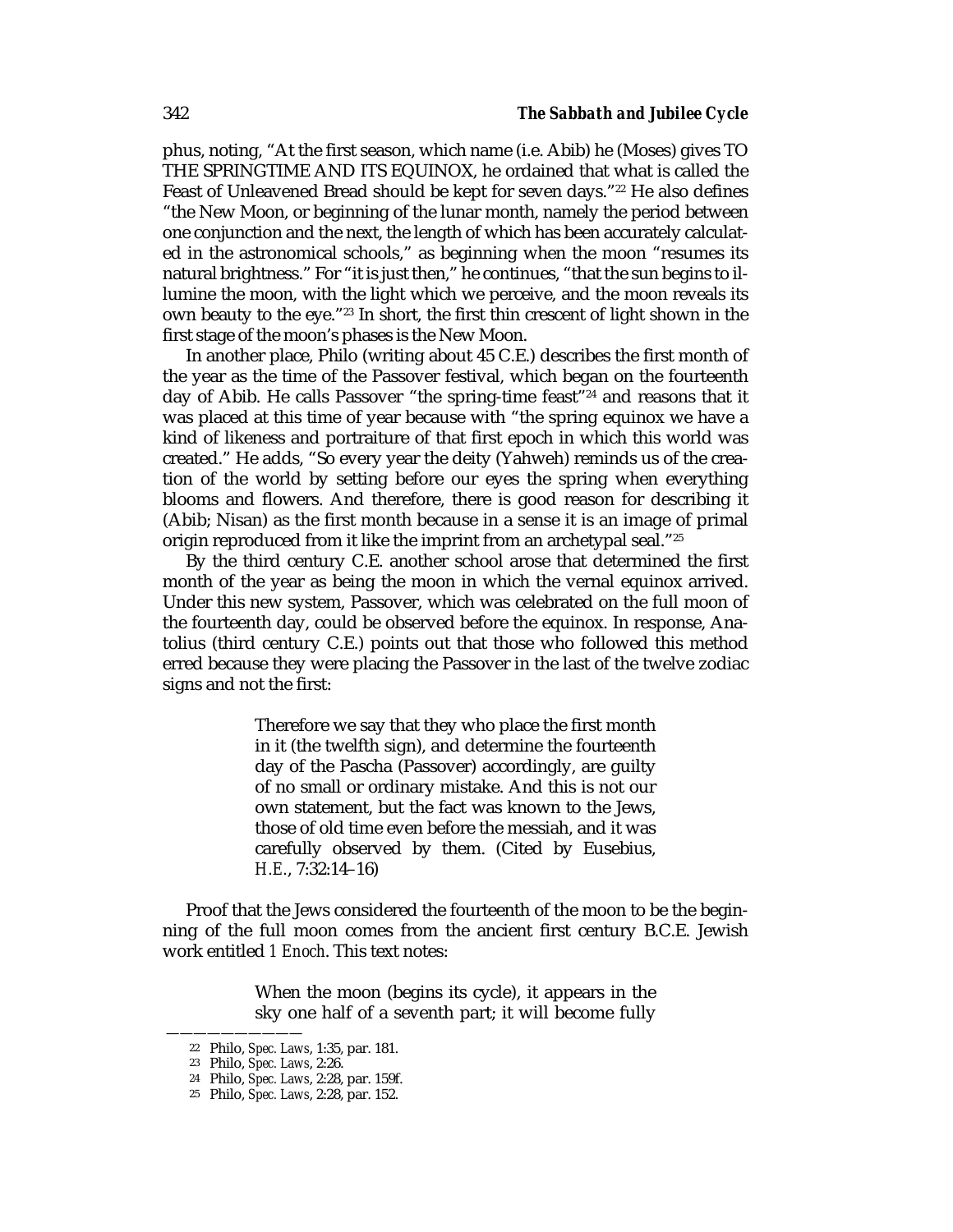phus, noting, "At the first season, which name (i.e. Abib) he (Moses) gives TO THE SPRINGTIME AND ITS EQUINOX, he ordained that what is called the Feast of Unleavened Bread should be kept for seven days."[22] He also defines "the New Moon, or beginning of the lunar month, namely the period between one conjunction and the next, the length of which has been accurately calculated in the astronomical schools," as beginning when the moon "resumes its natural brightness." For "it is just then," he continues, "that the sun begins to illumine the moon, with the light which we perceive, and the moon reveals its own beauty to the eye."[23] In short, the first thin crescent of light shown in the first stage of the moon's phases is the New Moon.

In another place, Philo (writing about 45 C.E.) describes the first month of the year as the time of the Passover festival, which began on the fourteenth day of Abib. He calls Passover "the spring-time feast"[24] and reasons that it was placed at this time of year because with "the spring equinox we have a kind of likeness and portraiture of that first epoch in which this world was created." He adds, "So every year the deity (Yahweh) reminds us of the creation of the world by setting before our eyes the spring when everything blooms and flowers. And therefore, there is good reason for describing it (Abib; Nisan) as the first month because in a sense it is an image of primal origin reproduced from it like the imprint from an archetypal seal."[25]

By the third century C.E. another school arose that determined the first month of the year as being the moon in which the vernal equinox arrived. Under this new system, Passover, which was celebrated on the full moon of the fourteenth day, could be observed before the equinox. In response, Anatolius (third century C.E.) points out that those who followed this method erred because they were placing the Passover in the last of the twelve zodiac signs and not the first:

> Therefore we say that they who place the first month in it (the twelfth sign), and determine the fourteenth day of the Pascha (Passover) accordingly, are guilty of no small or ordinary mistake. And this is not our own statement, but the fact was known to the Jews, those of old time even before the messiah, and it was carefully observed by them. (Cited by Eusebius, *H.E.*, 7:32:14–16)

Proof that the Jews considered the fourteenth of the moon to be the beginning of the full moon comes from the ancient first century B.C.E. Jewish work entitled *1 Enoch*. This text notes:

> When the moon (begins its cycle), it appears in the sky one half of a seventh part; it will become fully

---

22 Philo, *Spec. Laws*, 1:35, par. 181.

23 Philo, *Spec. Laws*, 2:26.

24 Philo, *Spec. Laws*, 2:28, par. 159f.

25 Philo, *Spec. Laws*, 2:28, par. 152.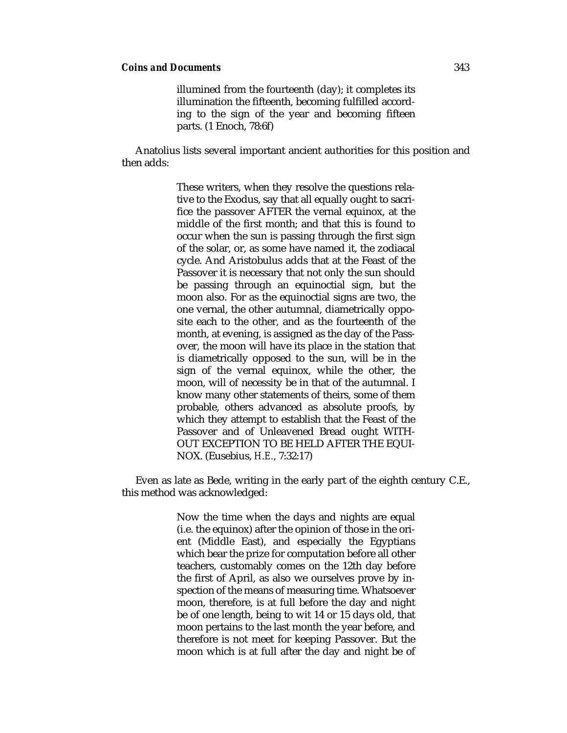> illumined from the fourteenth (day); it completes its illumination the fifteenth, becoming fulfilled according to the sign of the year and becoming fifteen parts. (1 Enoch, 78:6f)

Anatolius lists several important ancient authorities for this position and then adds:

> These writers, when they resolve the questions relative to the Exodus, say that all equally ought to sacrifice the passover AFTER the vernal equinox, at the middle of the first month; and that this is found to occur when the sun is passing through the first sign of the solar, or, as some have named it, the zodiacal cycle. And Aristobulus adds that at the Feast of the Passover it is necessary that not only the sun should be passing through an equinoctial sign, but the moon also. For as the equinoctial signs are two, the one vernal, the other autumnal, diametrically opposite each to the other, and as the fourteenth of the month, at evening, is assigned as the day of the Passover, the moon will have its place in the station that is diametrically opposed to the sun, will be in the sign of the vernal equinox, while the other, the moon, will of necessity be in that of the autumnal. I know many other statements of theirs, some of them probable, others advanced as absolute proofs, by which they attempt to establish that the Feast of the Passover and of Unleavened Bread ought WITHOUT EXCEPTION TO BE HELD AFTER THE EQUINOX. (Eusebius, *H.E.*, 7:32:17)

Even as late as Bede, writing in the early part of the eighth century C.E., this method was acknowledged:

> Now the time when the days and nights are equal (i.e. the equinox) after the opinion of those in the orient (Middle East), and especially the Egyptians which bear the prize for computation before all other teachers, customably comes on the 12th day before the first of April, as also we ourselves prove by inspection of the means of measuring time. Whatsoever moon, therefore, is at full before the day and night be of one length, being to wit 14 or 15 days old, that moon pertains to the last month the year before, and therefore is not meet for keeping Passover. But the moon which is at full after the day and night be of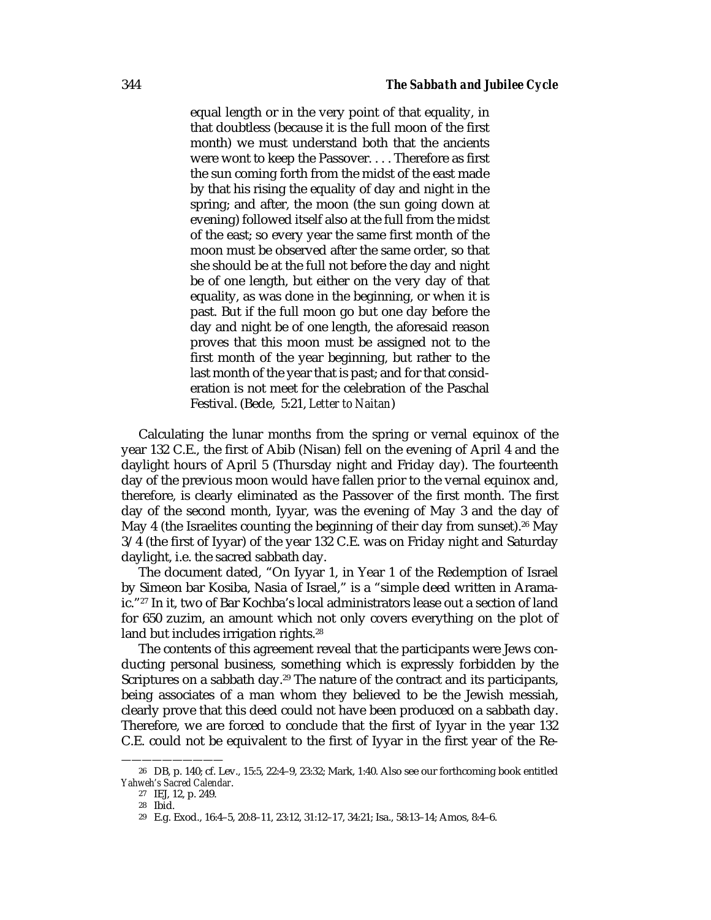> equal length or in the very point of that equality, in that doubtless (because it is the full moon of the first month) we must understand both that the ancients were wont to keep the Passover. . . . Therefore as first the sun coming forth from the midst of the east made by that his rising the equality of day and night in the spring; and after, the moon (the sun going down at evening) followed itself also at the full from the midst of the east; so every year the same first month of the moon must be observed after the same order, so that she should be at the full not before the day and night be of one length, but either on the very day of that equality, as was done in the beginning, or when it is past. But if the full moon go but one day before the day and night be of one length, the aforesaid reason proves that this moon must be assigned not to the first month of the year beginning, but rather to the last month of the year that is past; and for that consideration is not meet for the celebration of the Paschal Festival. (Bede, 5:21, *Letter to Naitan*)

Calculating the lunar months from the spring or vernal equinox of the year 132 C.E., the first of Abib (Nisan) fell on the evening of April 4 and the daylight hours of April 5 (Thursday night and Friday day). The fourteenth day of the previous moon would have fallen prior to the vernal equinox and, therefore, is clearly eliminated as the Passover of the first month. The first day of the second month, Iyyar, was the evening of May 3 and the day of May 4 (the Israelites counting the beginning of their day from sunset).[26] May 3/4 (the first of Iyyar) of the year 132 C.E. was on Friday night and Saturday daylight, i.e. the sacred sabbath day.

The document dated, "On Iyyar 1, in Year 1 of the Redemption of Israel by Simeon bar Kosiba, Nasia of Israel," is a "simple deed written in Aramaic."[27] In it, two of Bar Kochba's local administrators lease out a section of land for 650 zuzim, an amount which not only covers everything on the plot of land but includes irrigation rights.[28]

The contents of this agreement reveal that the participants were Jews conducting personal business, something which is expressly forbidden by the Scriptures on a sabbath day.[29] The nature of the contract and its participants, being associates of a man whom they believed to be the Jewish messiah, clearly prove that this deed could not have been produced on a sabbath day. Therefore, we are forced to conclude that the first of Iyyar in the year 132 C.E. could not be equivalent to the first of Iyyar in the first year of the Re-

---

26 DB, p. 140; cf. Lev., 15:5, 22:4–9, 23:32; Mark, 1:40. Also see our forthcoming book entitled *Yahweh's Sacred Calendar*.

27 IEJ, 12, p. 249.

28 Ibid.

29 E.g. Exod., 16:4–5, 20:8–11, 23:12, 31:12–17, 34:21; Isa., 58:13–14; Amos, 8:4–6.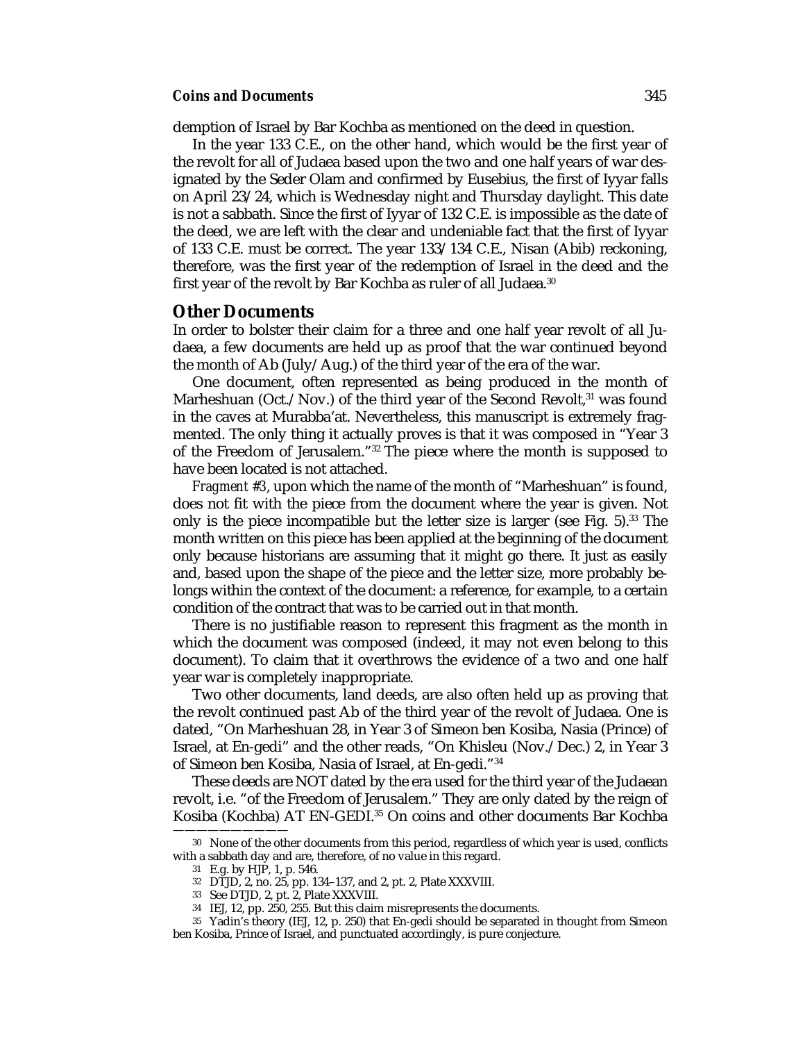demption of Israel by Bar Kochba as mentioned on the deed in question.

In the year 133 C.E., on the other hand, which would be the first year of the revolt for all of Judaea based upon the two and one half years of war designated by the Seder Olam and confirmed by Eusebius, the first of Iyyar falls on April 23/24, which is Wednesday night and Thursday daylight. This date is not a sabbath. Since the first of Iyyar of 132 C.E. is impossible as the date of the deed, we are left with the clear and undeniable fact that the first of Iyyar of 133 C.E. must be correct. The year 133/134 C.E., Nisan (Abib) reckoning, therefore, was the first year of the redemption of Israel in the deed and the first year of the revolt by Bar Kochba as ruler of all Judaea.[30]

## Other Documents

In order to bolster their claim for a three and one half year revolt of all Judaea, a few documents are held up as proof that the war continued beyond the month of Ab (July/Aug.) of the third year of the era of the war.

One document, often represented as being produced in the month of Marheshuan (Oct./Nov.) of the third year of the Second Revolt,[31] was found in the caves at Murabba'at. Nevertheless, this manuscript is extremely fragmented. The only thing it actually proves is that it was composed in "Year 3 of the Freedom of Jerusalem."[32] The piece where the month is supposed to have been located is not attached.

*Fragment #3*, upon which the name of the month of "Marheshuan" is found, does not fit with the piece from the document where the year is given. Not only is the piece incompatible but the letter size is larger (see Fig. 5).[33] The month written on this piece has been applied at the beginning of the document only because historians are assuming that it might go there. It just as easily and, based upon the shape of the piece and the letter size, more probably belongs within the context of the document: a reference, for example, to a certain condition of the contract that was to be carried out in that month.

There is no justifiable reason to represent this fragment as the month in which the document was composed (indeed, it may not even belong to this document). To claim that it overthrows the evidence of a two and one half year war is completely inappropriate.

Two other documents, land deeds, are also often held up as proving that the revolt continued past Ab of the third year of the revolt of Judaea. One is dated, "On Marheshuan 28, in Year 3 of Simeon ben Kosiba, Nasia (Prince) of Israel, at En-gedi" and the other reads, "On Khisleu (Nov./Dec.) 2, in Year 3 of Simeon ben Kosiba, Nasia of Israel, at En-gedi."[34]

These deeds are NOT dated by the era used for the third year of the Judaean revolt, i.e. "of the Freedom of Jerusalem." They are only dated by the reign of Kosiba (Kochba) AT EN-GEDI.[35] On coins and other documents Bar Kochba

---

30 None of the other documents from this period, regardless of which year is used, conflicts with a sabbath day and are, therefore, of no value in this regard.

31 E.g. by HJP, 1, p. 546.

32 DTJD, 2, no. 25, pp. 134–137, and 2, pt. 2, Plate XXXVIII.

33 See DTJD, 2, pt. 2, Plate XXXVIII.

34 IEJ, 12, pp. 250, 255. But this claim misrepresents the documents.

35 Yadin's theory (IEJ, 12, p. 250) that En-gedi should be separated in thought from Simeon ben Kosiba, Prince of Israel, and punctuated accordingly, is pure conjecture.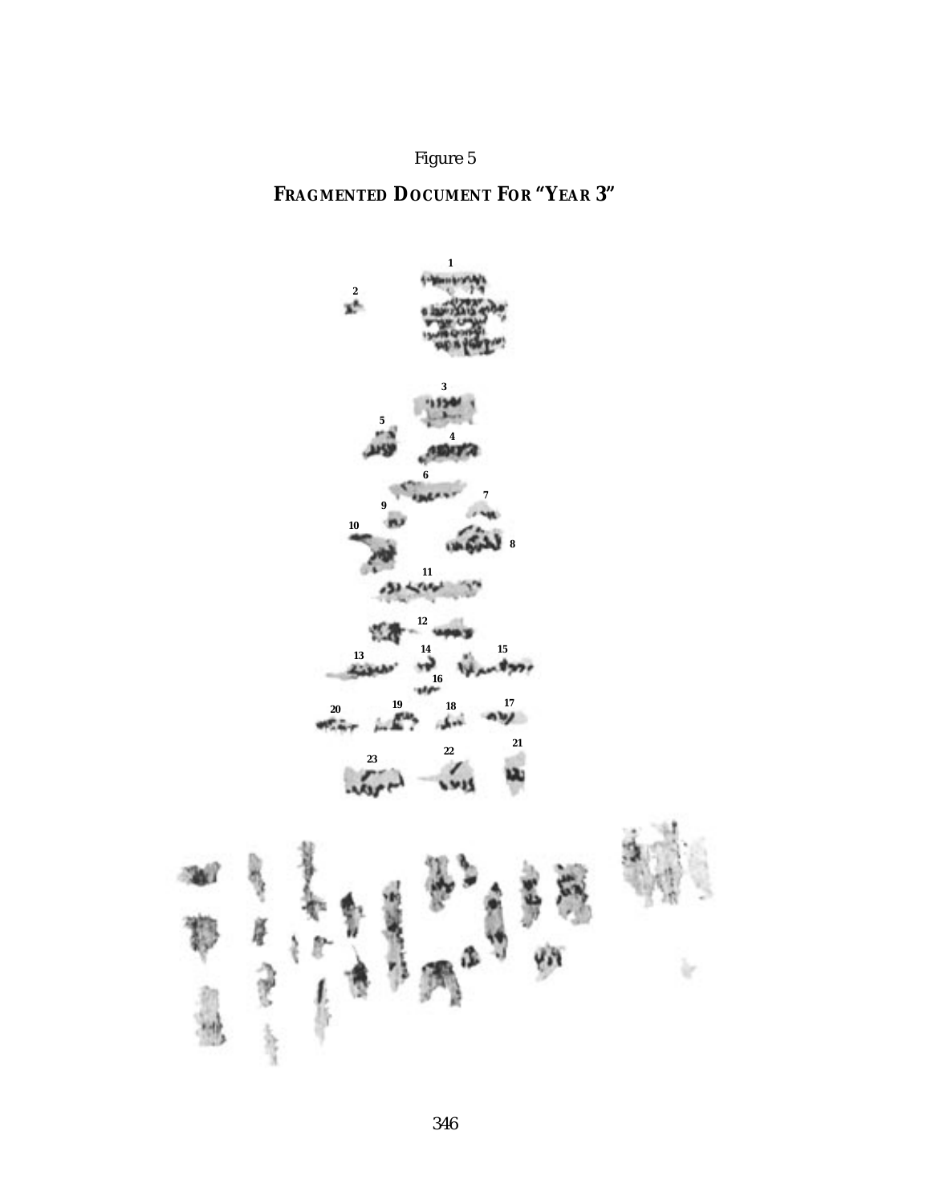Figure 5

**FRAGMENTED DOCUMENT FOR "YEAR 3"**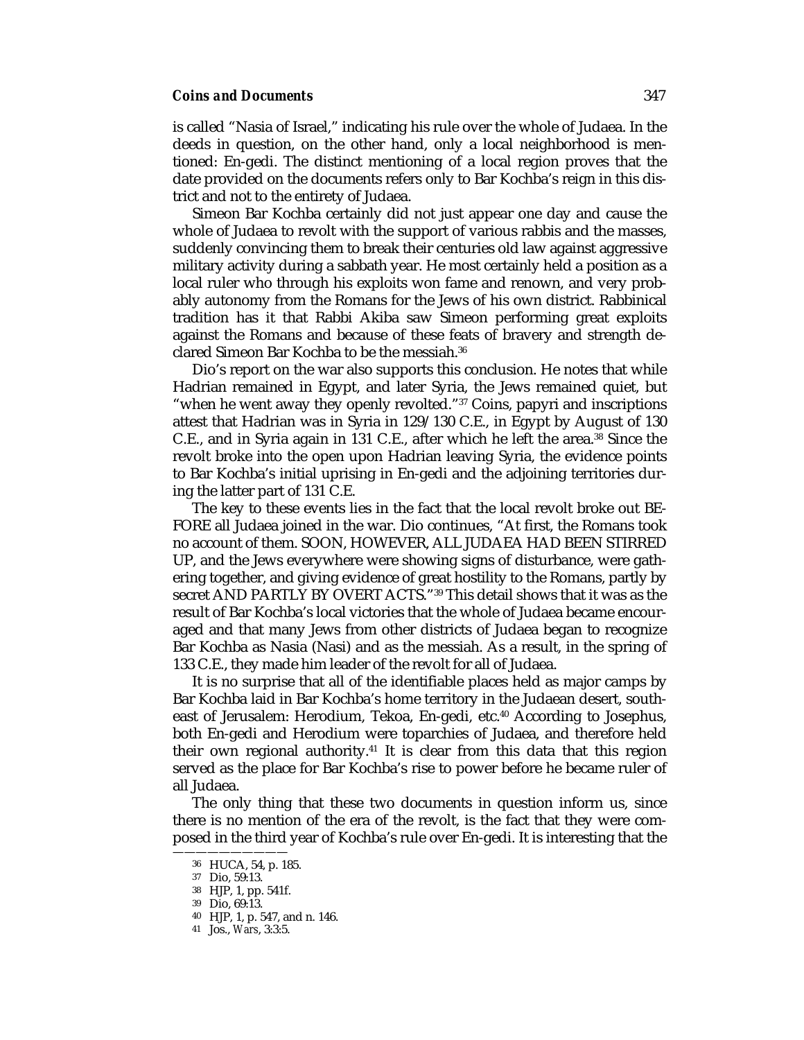is called "Nasia of Israel," indicating his rule over the whole of Judaea. In the deeds in question, on the other hand, only a local neighborhood is mentioned: En-gedi. The distinct mentioning of a local region proves that the date provided on the documents refers only to Bar Kochba's reign in this district and not to the entirety of Judaea.

Simeon Bar Kochba certainly did not just appear one day and cause the whole of Judaea to revolt with the support of various rabbis and the masses, suddenly convincing them to break their centuries old law against aggressive military activity during a sabbath year. He most certainly held a position as a local ruler who through his exploits won fame and renown, and very probably autonomy from the Romans for the Jews of his own district. Rabbinical tradition has it that Rabbi Akiba saw Simeon performing great exploits against the Romans and because of these feats of bravery and strength declared Simeon Bar Kochba to be the messiah.[36]

Dio's report on the war also supports this conclusion. He notes that while Hadrian remained in Egypt, and later Syria, the Jews remained quiet, but "when he went away they openly revolted."[37] Coins, papyri and inscriptions attest that Hadrian was in Syria in 129/130 C.E., in Egypt by August of 130 C.E., and in Syria again in 131 C.E., after which he left the area.[38] Since the revolt broke into the open upon Hadrian leaving Syria, the evidence points to Bar Kochba's initial uprising in En-gedi and the adjoining territories during the latter part of 131 C.E.

The key to these events lies in the fact that the local revolt broke out BEFORE all Judaea joined in the war. Dio continues, "At first, the Romans took no account of them. SOON, HOWEVER, ALL JUDAEA HAD BEEN STIRRED UP, and the Jews everywhere were showing signs of disturbance, were gathering together, and giving evidence of great hostility to the Romans, partly by secret AND PARTLY BY OVERT ACTS."[39] This detail shows that it was as the result of Bar Kochba's local victories that the whole of Judaea became encouraged and that many Jews from other districts of Judaea began to recognize Bar Kochba as Nasia (Nasi) and as the messiah. As a result, in the spring of 133 C.E., they made him leader of the revolt for all of Judaea.

It is no surprise that all of the identifiable places held as major camps by Bar Kochba laid in Bar Kochba's home territory in the Judaean desert, southeast of Jerusalem: Herodium, Tekoa, En-gedi, etc.[40] According to Josephus, both En-gedi and Herodium were toparchies of Judaea, and therefore held their own regional authority.[41] It is clear from this data that this region served as the place for Bar Kochba's rise to power before he became ruler of all Judaea.

The only thing that these two documents in question inform us, since there is no mention of the era of the revolt, is the fact that they were composed in the third year of Kochba's rule over En-gedi. It is interesting that the

---

36 HUCA, 54, p. 185.

37 Dio, 59:13.

38 HJP, 1, pp. 541f.

39 Dio, 69:13.

40 HJP, 1, p. 547, and n. 146.

41 Jos., *Wars*, 3:3:5.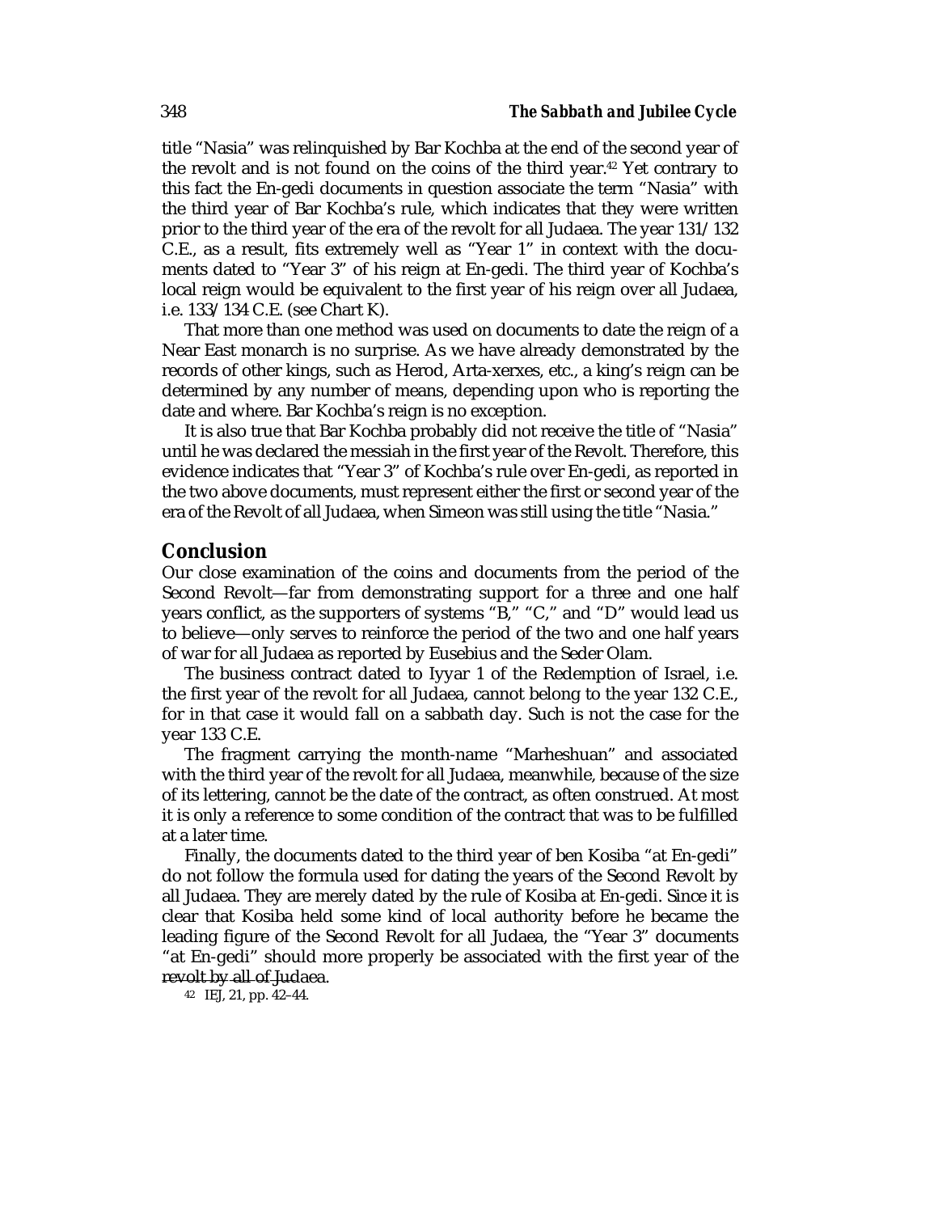title “Nasia” was relinquished by Bar Kochba at the end of the second year of the revolt and is not found on the coins of the third year.[42] Yet contrary to this fact the En-gedi documents in question associate the term “Nasia” with the third year of Bar Kochba’s rule, which indicates that they were written prior to the third year of the era of the revolt for all Judaea. The year 131/132 C.E., as a result, fits extremely well as “Year 1” in context with the documents dated to “Year 3” of his reign at En-gedi. The third year of Kochba’s local reign would be equivalent to the first year of his reign over all Judaea, i.e. 133/134 C.E. (see Chart K).

That more than one method was used on documents to date the reign of a Near East monarch is no surprise. As we have already demonstrated by the records of other kings, such as Herod, Arta-xerxes, etc., a king’s reign can be determined by any number of means, depending upon who is reporting the date and where. Bar Kochba’s reign is no exception.

It is also true that Bar Kochba probably did not receive the title of “Nasia” until he was declared the messiah in the first year of the Revolt. Therefore, this evidence indicates that “Year 3” of Kochba’s rule over En-gedi, as reported in the two above documents, must represent either the first or second year of the era of the Revolt of all Judaea, when Simeon was still using the title “Nasia.”

## Conclusion

Our close examination of the coins and documents from the period of the Second Revolt—far from demonstrating support for a three and one half years conflict, as the supporters of systems “B,” “C,” and “D” would lead us to believe—only serves to reinforce the period of the two and one half years of war for all Judaea as reported by Eusebius and the Seder Olam.

The business contract dated to Iyyar 1 of the Redemption of Israel, i.e. the first year of the revolt for all Judaea, cannot belong to the year 132 C.E., for in that case it would fall on a sabbath day. Such is not the case for the year 133 C.E.

The fragment carrying the month-name “Marheshuan” and associated with the third year of the revolt for all Judaea, meanwhile, because of the size of its lettering, cannot be the date of the contract, as often construed. At most it is only a reference to some condition of the contract that was to be fulfilled at a later time.

Finally, the documents dated to the third year of ben Kosiba “at En-gedi” do not follow the formula used for dating the years of the Second Revolt by all Judaea. They are merely dated by the rule of Kosiba at En-gedi. Since it is clear that Kosiba held some kind of local authority before he became the leading figure of the Second Revolt for all Judaea, the “Year 3” documents “at En-gedi” should more properly be associated with the first year of the revolt by all of Judaea.

[42] IEJ, 21, pp. 42–44.